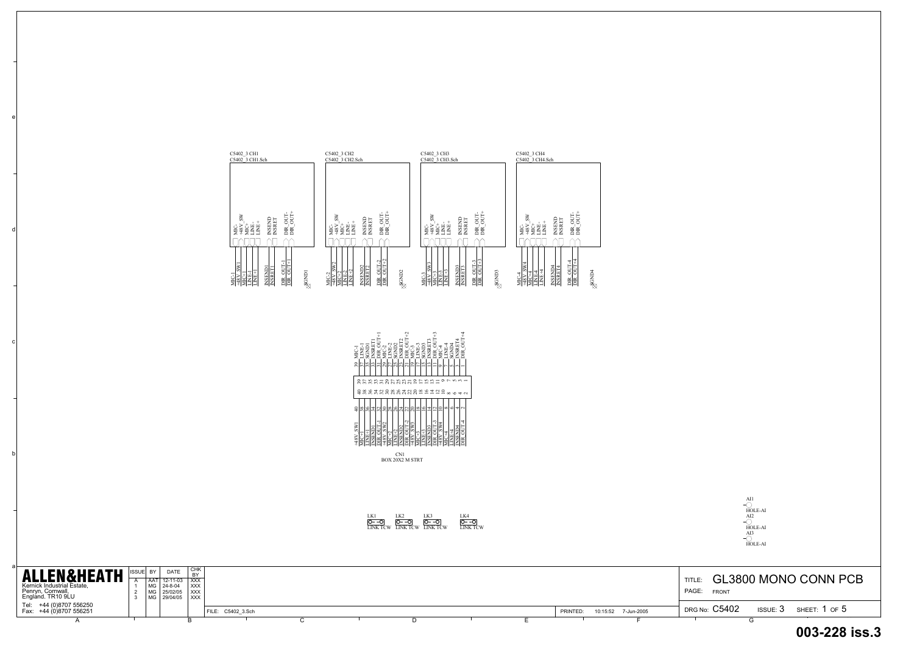C5402_3 CH1
C5402_3 CH1.Sch

MIC- / +48V_SW / MIC+ / LINE- / LINE+ / INSEND / INSRET / DIR_OUT- / DIR_OUT+

MIC-1 / +48V_SW1 / MIC+1 / LINE-1 / LINE+1 / INSEND1 / INSRET1 / DIR_OUT-1 / DIR_OUT+1 / SGND1

C5402_3 CH2
C5402_3 CH2.Sch

MIC- / +48V_SW / MIC+ / LINE- / LINE+ / INSEND / INSRET / DIR_OUT- / DIR_OUT+

MIC-2 / +48V_SW2 / MIC+2 / LINE-2 / LINE+2 / INSEND2 / INSRET2 / DIR_OUT-2 / DIR_OUT+2 / SGND2

C5402_3 CH3
C5402_3 CH3.Sch

MIC- / +48V_SW / MIC+ / LINE- / LINE+ / INSEND / INSRET / DIR_OUT- / DIR_OUT+

MIC-3 / +48V_SW3 / MIC+3 / LINE-3 / LINE+3 / INSEND3 / INSRET3 / DIR_OUT-3 / DIR_OUT+3 / SGND3

C5402_3 CH4
C5402_3 CH4.Sch

MIC- / +48V_SW / MIC+ / LINE- / LINE+ / INSEND / INSRET / DIR_OUT- / DIR_OUT+

MIC-4 / +48V_SW4 / MIC+4 / LINE-4 / LINE+4 / INSEND4 / INSRET4 / DIR_OUT-4 / DIR_OUT+4 / SGND4

| Pin | Signal | Pin | Signal |
|---|---|---|---|
| 39 | MIC-1 | 40 | +48V_SW1 |
| 37 | LINE-1 | 38 | MIC+1 |
| 35 | SGND1 | 36 | LINE+1 |
| 33 | INSRET1 | 34 | INSEND1 |
| 31 | DIR_OUT+1 | 32 | DIR_OUT-1 |
| 29 | MIC-2 | 30 | +48V_SW2 |
| 27 | LINE-2 | 28 | MIC+2 |
| 25 | SGND2 | 26 | LINE+2 |
| 23 | INSRET2 | 24 | INSEND2 |
| 21 | DIR_OUT+2 | 22 | DIR_OUT-2 |
| 19 | MIC-3 | 20 | +48V_SW3 |
| 17 | LINE-3 | 18 | MIC+3 |
| 15 | SGND3 | 16 | LINE+3 |
| 13 | INSRET3 | 14 | INSEND3 |
| 11 | DIR_OUT+3 | 12 | DIR_OUT-3 |
| 9 | MIC-4 | 10 | +48V_SW4 |
| 7 | LINE-4 | 8 | MIC+4 |
| 5 | SGND4 | 6 | LINE+4 |
| 3 | INSRET4 | 4 | INSEND4 |
| 1 | DIR_OUT+4 | 2 | DIR_OUT-4 |

CN1
BOX 20X2 M STRT

LK1 LINK TCW
LK2 LINK TCW
LK3 LINK TCW
LK4 LINK TCW

AI1 HOLE-AI
AI2 HOLE-AI
AI3 HOLE-AI

**ALLEN&HEATH**
Kernick Industrial Estate,
Penryn, Cornwall,
England. TR10 9LU
Tel: +44 (0)8707 556250
Fax: +44 (0)8707 556251

| ISSUE | BY | DATE | CHK BY |
|---|---|---|---|
| A | AAT | 12-11-03 | XXX |
| 1 | MG | 24-8-04 | XXX |
| 2 | MG | 25/02/05 | XXX |
| 3 | MG | 29/04/05 | XXX |

FILE: C5402_3.Sch
PRINTED: 10:15:52 7-Jun-2005

TITLE: GL3800 MONO CONN PCB
PAGE: FRONT
DRG No: C5402 ISSUE: 3 SHEET: 1 OF 5

**003-228 iss.3**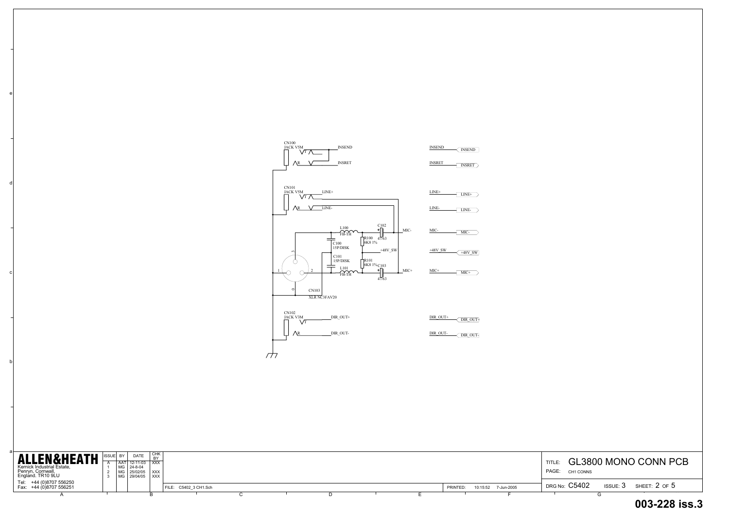CN100
JACK V5M
INSEND
INSRET

CN101
JACK V5M
LINE+
LINE-

L100
FB-1H
C102
47/63
R100
6K8 1%
C100
15P/DISK
MIC-
+48V_SW
C101
15P/DISK
R101
6K8 1%
C103
47/63
L101
FB-1H
MIC+

CN103
XLR NC3FAV20

CN102
JACK V3M
DIR_OUT+
DIR_OUT-

INSEND — INSEND
INSRET — INSRET
LINE+ — LINE+
LINE- — LINE-
MIC- — MIC-
+48V_SW — +48V_SW
MIC+ — MIC+
DIR_OUT+ — DIR_OUT+
DIR_OUT- — DIR_OUT-

**ALLEN&HEATH**

Kernick Industrial Estate,
Penryn, Cornwall,
England. TR10 9LU

Tel: +44 (0)8707 556250
Fax: +44 (0)8707 556251

| ISSUE | BY | DATE | CHK BY |
|---|---|---|---|
| A | AAT | 12-11-03 | XXX |
| 1 | MG | 24-8-04 | |
| 2 | MG | 25/02/05 | XXX |
| 3 | MG | 29/04/05 | XXX |

FILE: C5402_3 CH1.Sch

PRINTED: 10:15:52 7-Jun-2005

TITLE: GL3800 MONO CONN PCB

PAGE: CH1 CONNS

DRG No: C5402 ISSUE: 3 SHEET: 2 OF 5

**003-228 iss.3**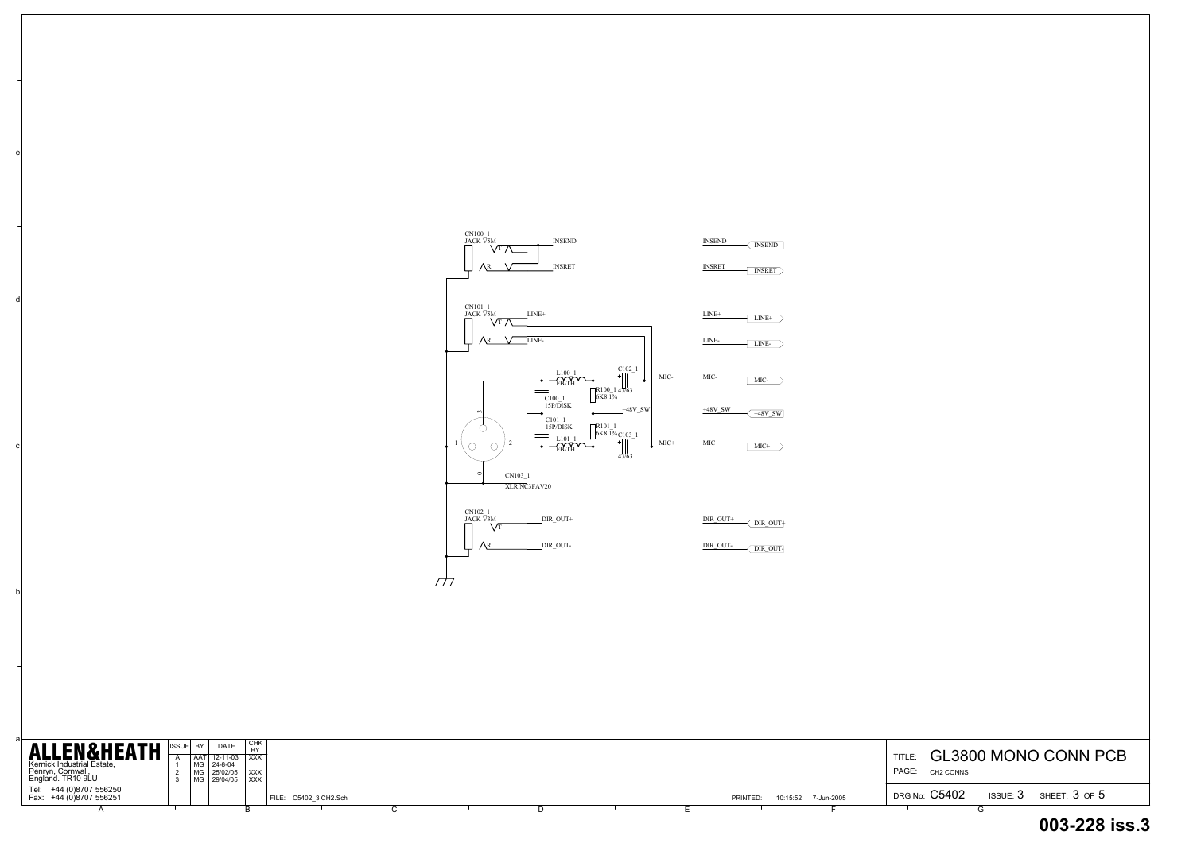CN100_1
JACK V5M
INSEND
INSRET

CN101_1
JACK V5M
LINE+
LINE-

L100_1
FB-1H

C102_1
47/63

MIC-

C100_1
15P/DISK

R100_1
6K8 1%

+48V_SW

C101_1
15P/DISK

R101_1
6K8 1%

C103_1
47/63

L101_1
FB-1H

MIC+

CN103_1
XLR NC3FAV20

CN102_1
JACK V3M
DIR_OUT+
DIR_OUT-

INSEND — INSEND
INSRET — INSRET
LINE+ — LINE+
LINE- — LINE-
MIC- — MIC-
+48V_SW — +48V_SW
MIC+ — MIC+
DIR_OUT+ — DIR_OUT+
DIR_OUT- — DIR_OUT-

**ALLEN&HEATH**

Kernick Industrial Estate,
Penryn, Cornwall,
England. TR10 9LU

Tel: +44 (0)8707 556250
Fax: +44 (0)8707 556251

| ISSUE | BY | DATE | CHK BY |
|---|---|---|---|
| A | AAT | 12-11-03 | XXX |
| 1 | MG | 24-8-04 | |
| 2 | MG | 25/02/05 | XXX |
| 3 | MG | 29/04/05 | XXX |

FILE: C5402_3 CH2.Sch

PRINTED: 10:15:52 7-Jun-2005

TITLE: GL3800 MONO CONN PCB

PAGE: CH2 CONNS

DRG No: C5402 ISSUE: 3 SHEET: 3 OF 5

**003-228 iss.3**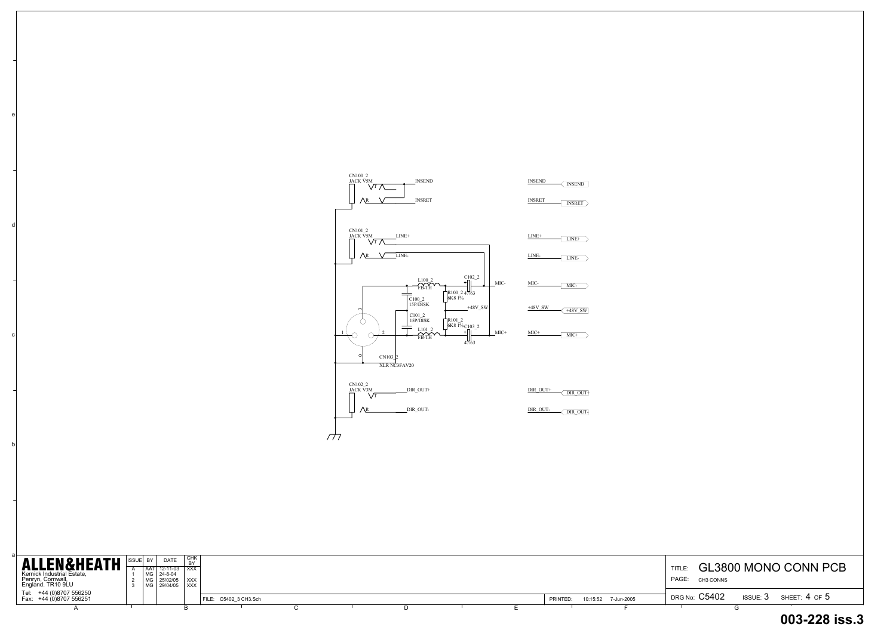CN100_2
JACK V5M

INSEND

INSRET

CN101_2
JACK V5M

LINE+

LINE-

L100_2
FB-1H

C102_2
47/63

MIC-

R100_2
6K8 1%

C100_2
15P/DISK

+48V_SW

C101_2
15P/DISK

R101_2
6K8 1%

C103_2
47/63

L101_2
FB-1H

MIC+

CN103_2
XLR NC3FAV20

CN102_2
JACK V3M

DIR_OUT+

DIR_OUT-

INSEND — INSEND
INSRET — INSRET
LINE+ — LINE+
LINE- — LINE-
MIC- — MIC-
+48V_SW — +48V_SW
MIC+ — MIC+
DIR_OUT+ — DIR_OUT+
DIR_OUT- — DIR_OUT-

**ALLEN&HEATH**
Kernick Industrial Estate,
Penryn, Cornwall,
England. TR10 9LU
Tel: +44 (0)8707 556250
Fax: +44 (0)8707 556251

| ISSUE | BY | DATE | CHK BY |
|---|---|---|---|
| A | AAT | 12-11-03 | XXX |
| 1 | MG | 24-8-04 | |
| 2 | MG | 25/02/05 | XXX |
| 3 | MG | 29/04/05 | XXX |

FILE: C5402_3 CH3.Sch
PRINTED: 10:15:52 7-Jun-2005

TITLE: GL3800 MONO CONN PCB
PAGE: CH3 CONNS
DRG No: C5402 ISSUE: 3 SHEET: 4 OF 5

**003-228 iss.3**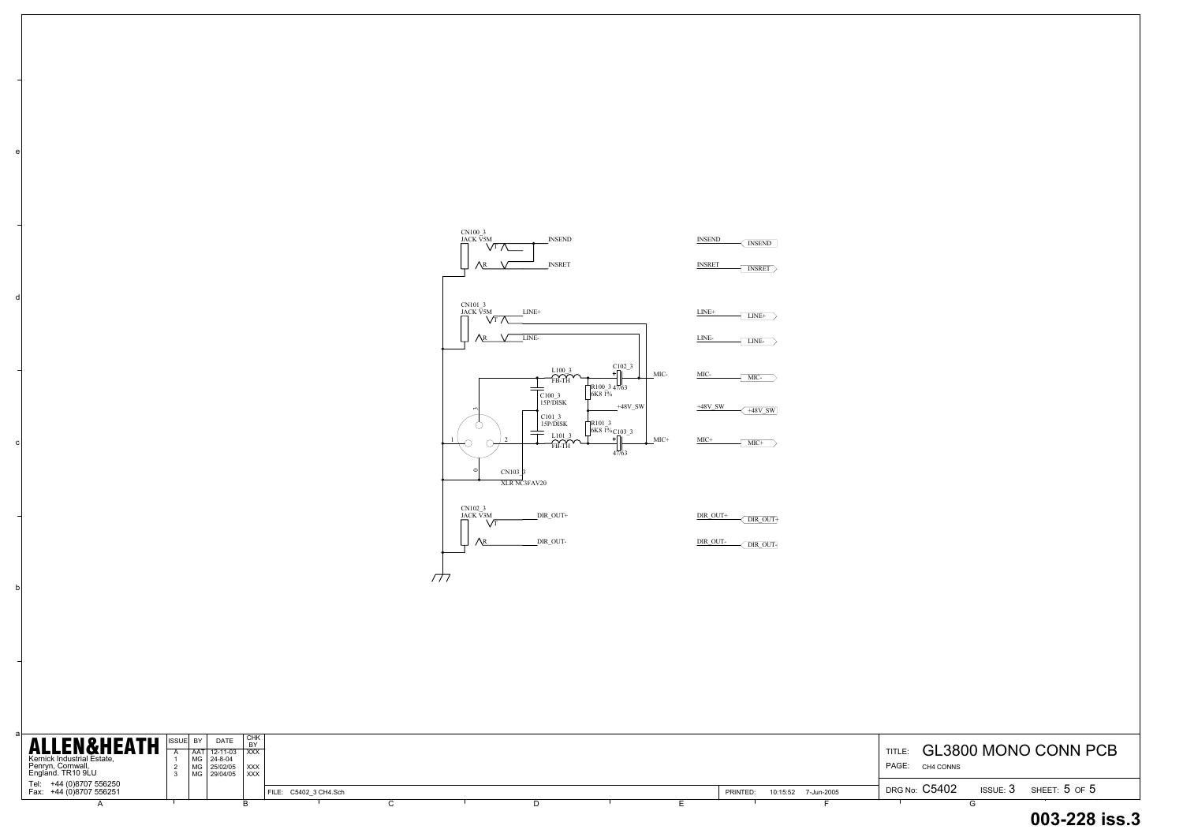CN100_3
JACK V5M
INSEND
INSRET

CN101_3
JACK V5M
LINE+
LINE-

L100_3
FB-1H

C102_3
47/63

MIC-

R100_3
6K8 1%

C100_3
15P/DISK

+48V_SW

C101_3
15P/DISK

R101_3
6K8 1%

C103_3
47/63

L101_3
FB-1H

MIC+

CN103_3
XLR NC3FAV20

CN102_3
JACK V3M
DIR_OUT+
DIR_OUT-

INSEND — INSEND
INSRET — INSRET
LINE+ — LINE+
LINE- — LINE-
MIC- — MIC-
+48V_SW — +48V_SW
MIC+ — MIC+
DIR_OUT+ — DIR_OUT+
DIR_OUT- — DIR_OUT-

**ALLEN&HEATH**

Kernick Industrial Estate,
Penryn, Cornwall,
England. TR10 9LU
Tel: +44 (0)8707 556250
Fax: +44 (0)8707 556251

| ISSUE | BY | DATE | CHK BY |
| --- | --- | --- | --- |
| A | AAT | 12-11-03 | XXX |
| 1 | MG | 24-8-04 | |
| 2 | MG | 25/02/05 | XXX |
| 3 | MG | 29/04/05 | XXX |

FILE: C5402_3 CH4.Sch

PRINTED: 10:15:52 7-Jun-2005

TITLE: GL3800 MONO CONN PCB

PAGE: CH4 CONNS

DRG No: C5402 ISSUE: 3 SHEET: 5 OF 5

**003-228 iss.3**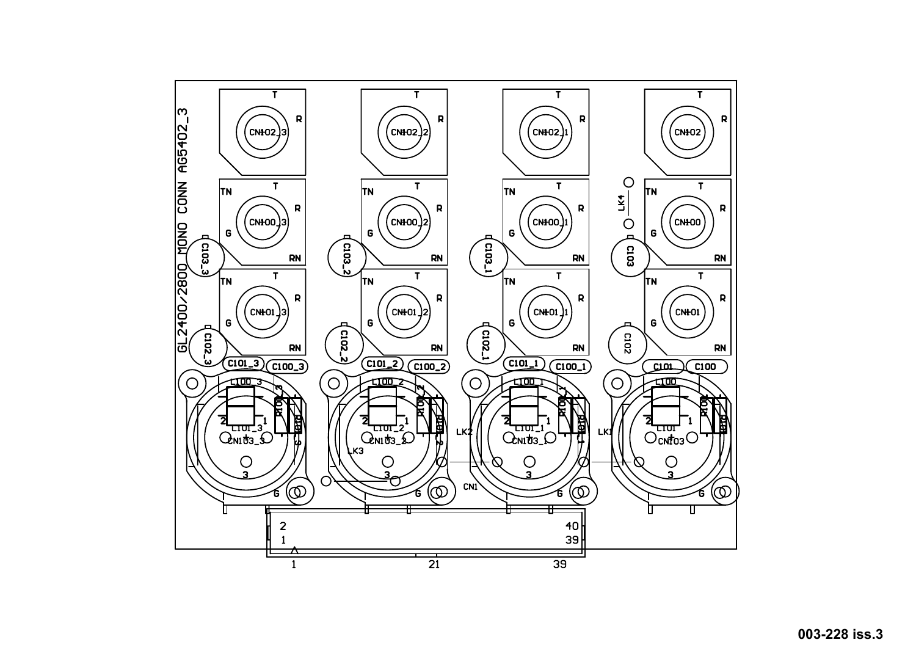GL2400/2800 MONO CONN AG5402_3

CN102_3
CN102_2
CN102_1
CN102

CN100_3
CN100_2
CN100_1
CN100

CN101_3
CN101_2
CN101_1
CN101

CN103_3
CN103_2
CN103_1
CN103

C103_3
C103_2
C103_1
C103

C102_3
C102_2
C102_1
C102

C101_3
C100_3
C101_2
C100_2
C101_1
C100_1
C101
C100

L100_3
L101_3
L100_2
L101_2
L100_1
L101_1
L100
L101

R101_3
R101_2
R101_1
R101

LK1
LK2
LK3
LK4

CN1

2
1
40
39
1
21
39

003-228 iss.3